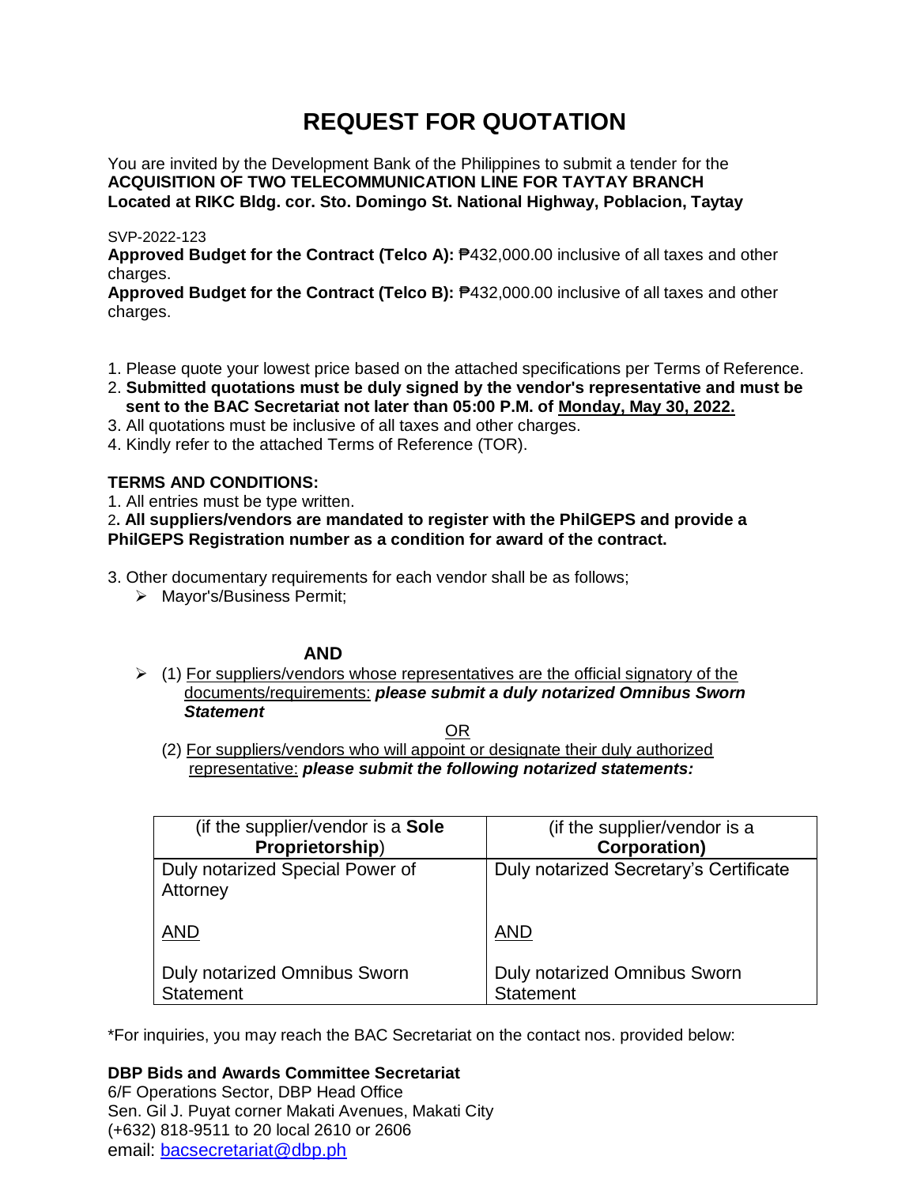# REQUEST FOR QUOTATION

You are invited by the Development Bank of the Philippines to submit a tender for the **ACQUISITION OF TWO TELECOMMUNICATION LINE FOR TAYTAY BRANCH Located at RIKC Bldg. cor. Sto. Domingo St. National Highway, Poblacion, Taytay**

SVP-2022-123

**Approved Budget for the Contract (Telco A):** ₱432,000.00 inclusive of all taxes and other charges.

**Approved Budget for the Contract (Telco B):** ₱432,000.00 inclusive of all taxes and other charges.

1. Please quote your lowest price based on the attached specifications per Terms of Reference.
2. **Submitted quotations must be duly signed by the vendor's representative and must be sent to the BAC Secretariat not later than 05:00 P.M. of Monday, May 30, 2022.**
3. All quotations must be inclusive of all taxes and other charges.
4. Kindly refer to the attached Terms of Reference (TOR).

**TERMS AND CONDITIONS:**

1. All entries must be type written.
2. **All suppliers/vendors are mandated to register with the PhilGEPS and provide a PhilGEPS Registration number as a condition for award of the contract.**
3. Other documentary requirements for each vendor shall be as follows;
   - Mayor's/Business Permit;

**AND**

- (1) For suppliers/vendors whose representatives are the official signatory of the documents/requirements: ***please submit a duly notarized Omnibus Sworn Statement***

  OR

  (2) For suppliers/vendors who will appoint or designate their duly authorized representative: ***please submit the following notarized statements:***

| (if the supplier/vendor is a **Sole Proprietorship**) | (if the supplier/vendor is a **Corporation)** |
|---|---|
| Duly notarized Special Power of Attorney<br><br>AND<br><br>Duly notarized Omnibus Sworn Statement | Duly notarized Secretary's Certificate<br><br>AND<br><br>Duly notarized Omnibus Sworn Statement |

*For inquiries, you may reach the BAC Secretariat on the contact nos. provided below:

**DBP Bids and Awards Committee Secretariat**
6/F Operations Sector, DBP Head Office
Sen. Gil J. Puyat corner Makati Avenues, Makati City
(+632) 818-9511 to 20 local 2610 or 2606
email: bacsecretariat@dbp.ph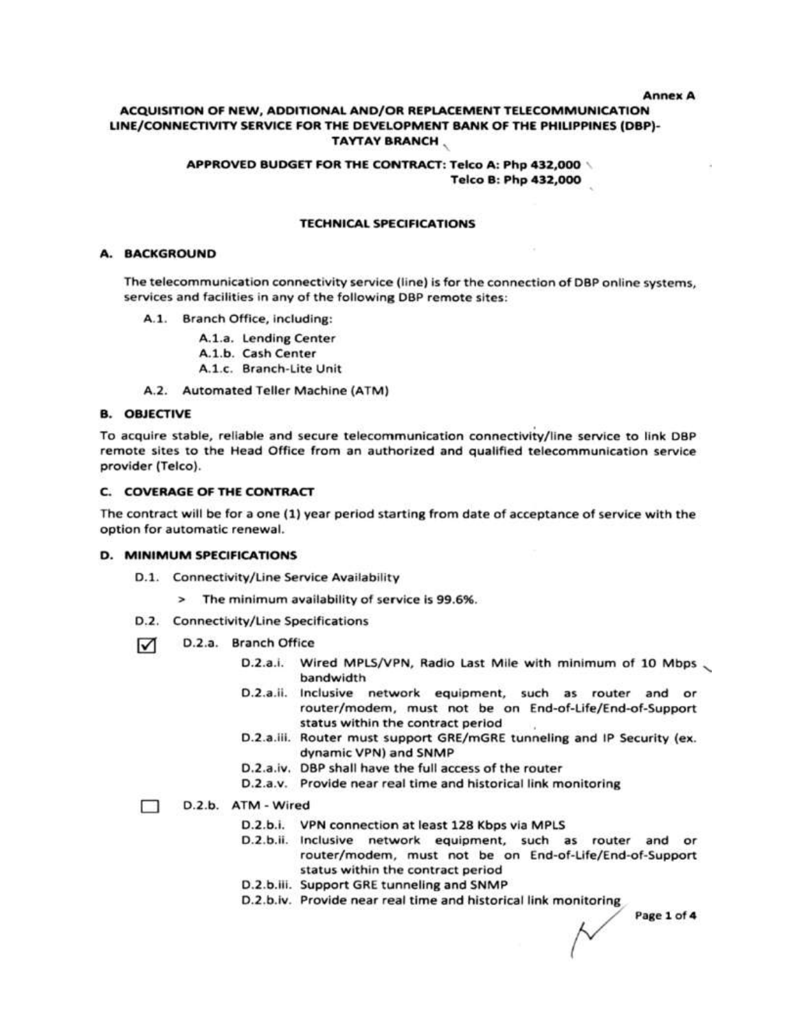Annex A

**ACQUISITION OF NEW, ADDITIONAL AND/OR REPLACEMENT TELECOMMUNICATION LINE/CONNECTIVITY SERVICE FOR THE DEVELOPMENT BANK OF THE PHILIPPINES (DBP)-TAYTAY BRANCH**

**APPROVED BUDGET FOR THE CONTRACT: Telco A: Php 432,000**
**Telco B: Php 432,000**

**TECHNICAL SPECIFICATIONS**

## A. BACKGROUND

The telecommunication connectivity service (line) is for the connection of DBP online systems, services and facilities in any of the following DBP remote sites:

- A.1. Branch Office, including:
  - A.1.a. Lending Center
  - A.1.b. Cash Center
  - A.1.c. Branch-Lite Unit
- A.2. Automated Teller Machine (ATM)

## B. OBJECTIVE

To acquire stable, reliable and secure telecommunication connectivity/line service to link DBP remote sites to the Head Office from an authorized and qualified telecommunication service provider (Telco).

## C. COVERAGE OF THE CONTRACT

The contract will be for a one (1) year period starting from date of acceptance of service with the option for automatic renewal.

## D. MINIMUM SPECIFICATIONS

- D.1. Connectivity/Line Service Availability
  - > The minimum availability of service is 99.6%.
- D.2. Connectivity/Line Specifications
  - ☑ D.2.a. Branch Office
    - D.2.a.i. Wired MPLS/VPN, Radio Last Mile with minimum of 10 Mbps bandwidth
    - D.2.a.ii. Inclusive network equipment, such as router and or router/modem, must not be on End-of-Life/End-of-Support status within the contract period
    - D.2.a.iii. Router must support GRE/mGRE tunneling and IP Security (ex. dynamic VPN) and SNMP
    - D.2.a.iv. DBP shall have the full access of the router
    - D.2.a.v. Provide near real time and historical link monitoring
  - ☐ D.2.b. ATM - Wired
    - D.2.b.i. VPN connection at least 128 Kbps via MPLS
    - D.2.b.ii. Inclusive network equipment, such as router and or router/modem, must not be on End-of-Life/End-of-Support status within the contract period
    - D.2.b.iii. Support GRE tunneling and SNMP
    - D.2.b.iv. Provide near real time and historical link monitoring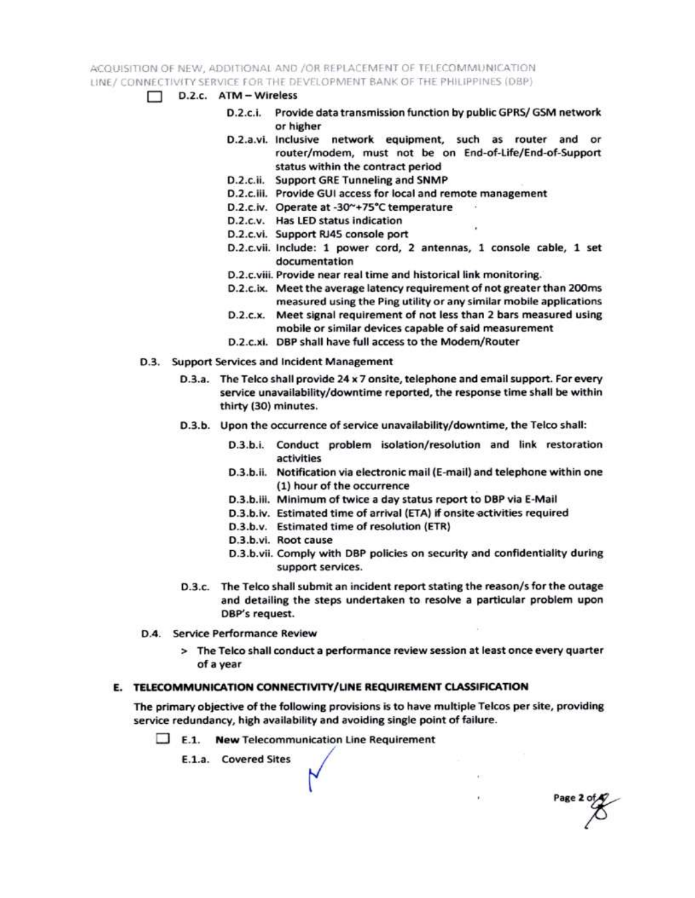- [ ] D.2.c. ATM – Wireless
    - D.2.c.i. Provide data transmission function by public GPRS/ GSM network or higher
    - D.2.a.vi. Inclusive network equipment, such as router and or router/modem, must not be on End-of-Life/End-of-Support status within the contract period
    - D.2.c.ii. Support GRE Tunneling and SNMP
    - D.2.c.iii. Provide GUI access for local and remote management
    - D.2.c.iv. Operate at -30~+75°C temperature
    - D.2.c.v. Has LED status indication
    - D.2.c.vi. Support RJ45 console port
    - D.2.c.vii. Include: 1 power cord, 2 antennas, 1 console cable, 1 set documentation
    - D.2.c.viii. Provide near real time and historical link monitoring.
    - D.2.c.ix. Meet the average latency requirement of not greater than 200ms measured using the Ping utility or any similar mobile applications
    - D.2.c.x. Meet signal requirement of not less than 2 bars measured using mobile or similar devices capable of said measurement
    - D.2.c.xi. DBP shall have full access to the Modem/Router

D.3. Support Services and Incident Management

- D.3.a. The Telco shall provide 24 x 7 onsite, telephone and email support. For every service unavailability/downtime reported, the response time shall be within thirty (30) minutes.
- D.3.b. Upon the occurrence of service unavailability/downtime, the Telco shall:
    - D.3.b.i. Conduct problem isolation/resolution and link restoration activities
    - D.3.b.ii. Notification via electronic mail (E-mail) and telephone within one (1) hour of the occurrence
    - D.3.b.iii. Minimum of twice a day status report to DBP via E-Mail
    - D.3.b.iv. Estimated time of arrival (ETA) if onsite activities required
    - D.3.b.v. Estimated time of resolution (ETR)
    - D.3.b.vi. Root cause
    - D.3.b.vii. Comply with DBP policies on security and confidentiality during support services.
- D.3.c. The Telco shall submit an incident report stating the reason/s for the outage and detailing the steps undertaken to resolve a particular problem upon DBP's request.

D.4. Service Performance Review

> The Telco shall conduct a performance review session at least once every quarter of a year

## E. TELECOMMUNICATION CONNECTIVITY/LINE REQUIREMENT CLASSIFICATION

The primary objective of the following provisions is to have multiple Telcos per site, providing service redundancy, high availability and avoiding single point of failure.

- [ ] E.1. **New** Telecommunication Line Requirement

E.1.a. Covered Sites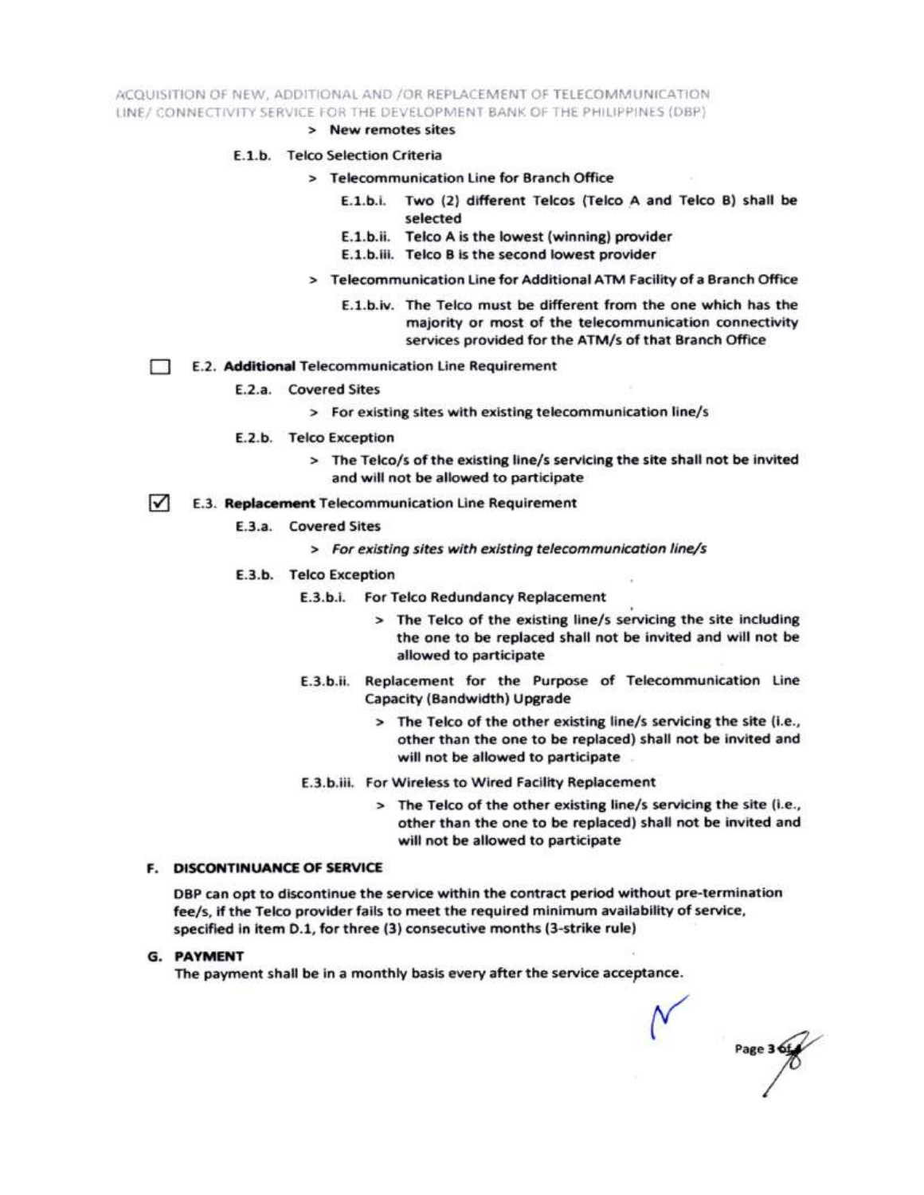> New remotes sites

E.1.b. Telco Selection Criteria

> Telecommunication Line for Branch Office

E.1.b.i. Two (2) different Telcos (Telco A and Telco B) shall be selected

E.1.b.ii. Telco A is the lowest (winning) provider

E.1.b.iii. Telco B is the second lowest provider

> Telecommunication Line for Additional ATM Facility of a Branch Office

E.1.b.iv. The Telco must be different from the one which has the majority or most of the telecommunication connectivity services provided for the ATM/s of that Branch Office

☐ E.2. **Additional** Telecommunication Line Requirement

E.2.a. Covered Sites

> For existing sites with existing telecommunication line/s

E.2.b. Telco Exception

> The Telco/s of the existing line/s servicing the site shall not be invited and will not be allowed to participate

☑ E.3. **Replacement** Telecommunication Line Requirement

E.3.a. Covered Sites

> *For existing sites with existing telecommunication line/s*

E.3.b. Telco Exception

E.3.b.i. For Telco Redundancy Replacement

> The Telco of the existing line/s servicing the site including the one to be replaced shall not be invited and will not be allowed to participate

E.3.b.ii. Replacement for the Purpose of Telecommunication Line Capacity (Bandwidth) Upgrade

> The Telco of the other existing line/s servicing the site (i.e., other than the one to be replaced) shall not be invited and will not be allowed to participate

E.3.b.iii. For Wireless to Wired Facility Replacement

> The Telco of the other existing line/s servicing the site (i.e., other than the one to be replaced) shall not be invited and will not be allowed to participate

## F. DISCONTINUANCE OF SERVICE

DBP can opt to discontinue the service within the contract period without pre-termination fee/s, if the Telco provider fails to meet the required minimum availability of service, specified in item D.1, for three (3) consecutive months (3-strike rule)

## G. PAYMENT

The payment shall be in a monthly basis every after the service acceptance.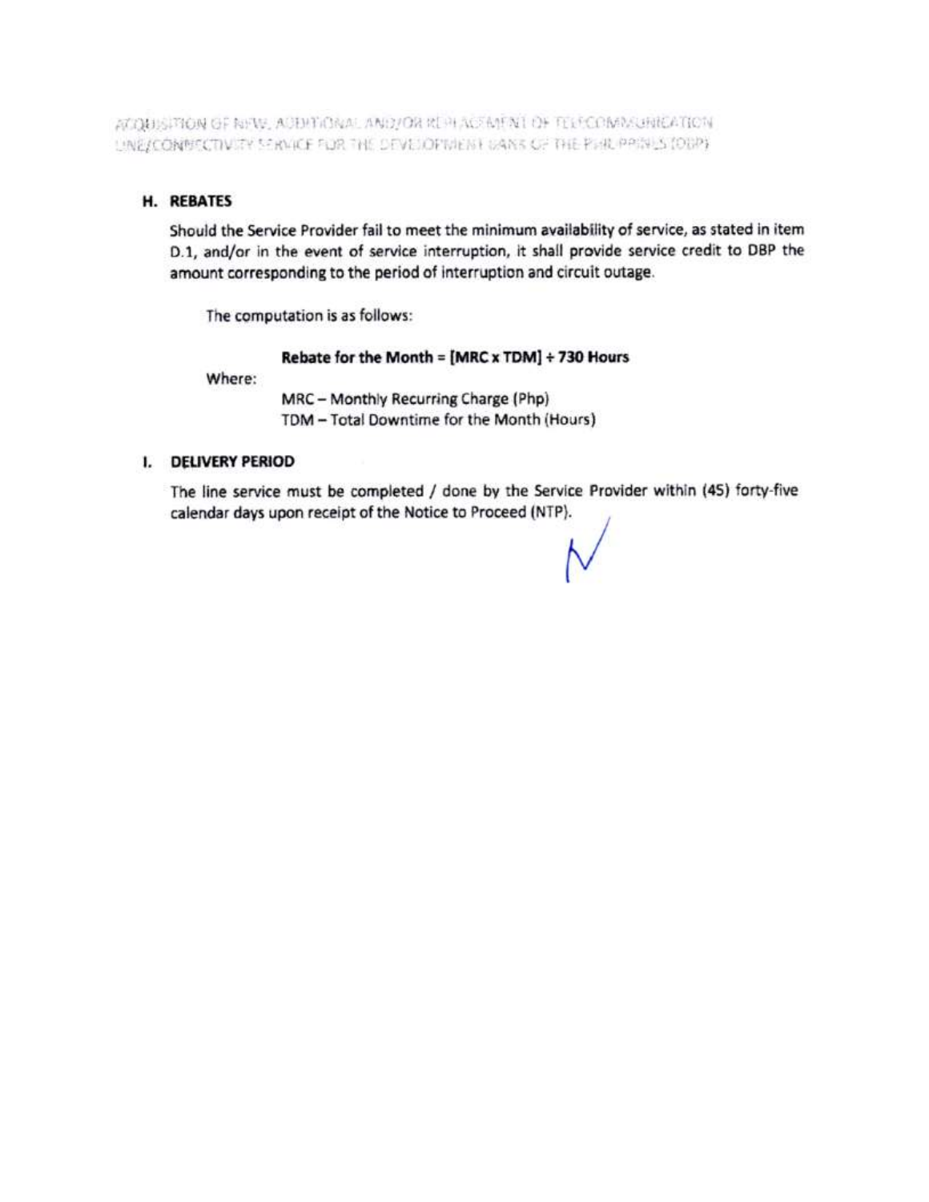## H. REBATES

Should the Service Provider fail to meet the minimum availability of service, as stated in item D.1, and/or in the event of service interruption, it shall provide service credit to DBP the amount corresponding to the period of interruption and circuit outage.

The computation is as follows:

**Rebate for the Month = [MRC x TDM] ÷ 730 Hours**

Where:

MRC – Monthly Recurring Charge (Php)
TDM – Total Downtime for the Month (Hours)

## I. DELIVERY PERIOD

The line service must be completed / done by the Service Provider within (45) forty-five calendar days upon receipt of the Notice to Proceed (NTP).